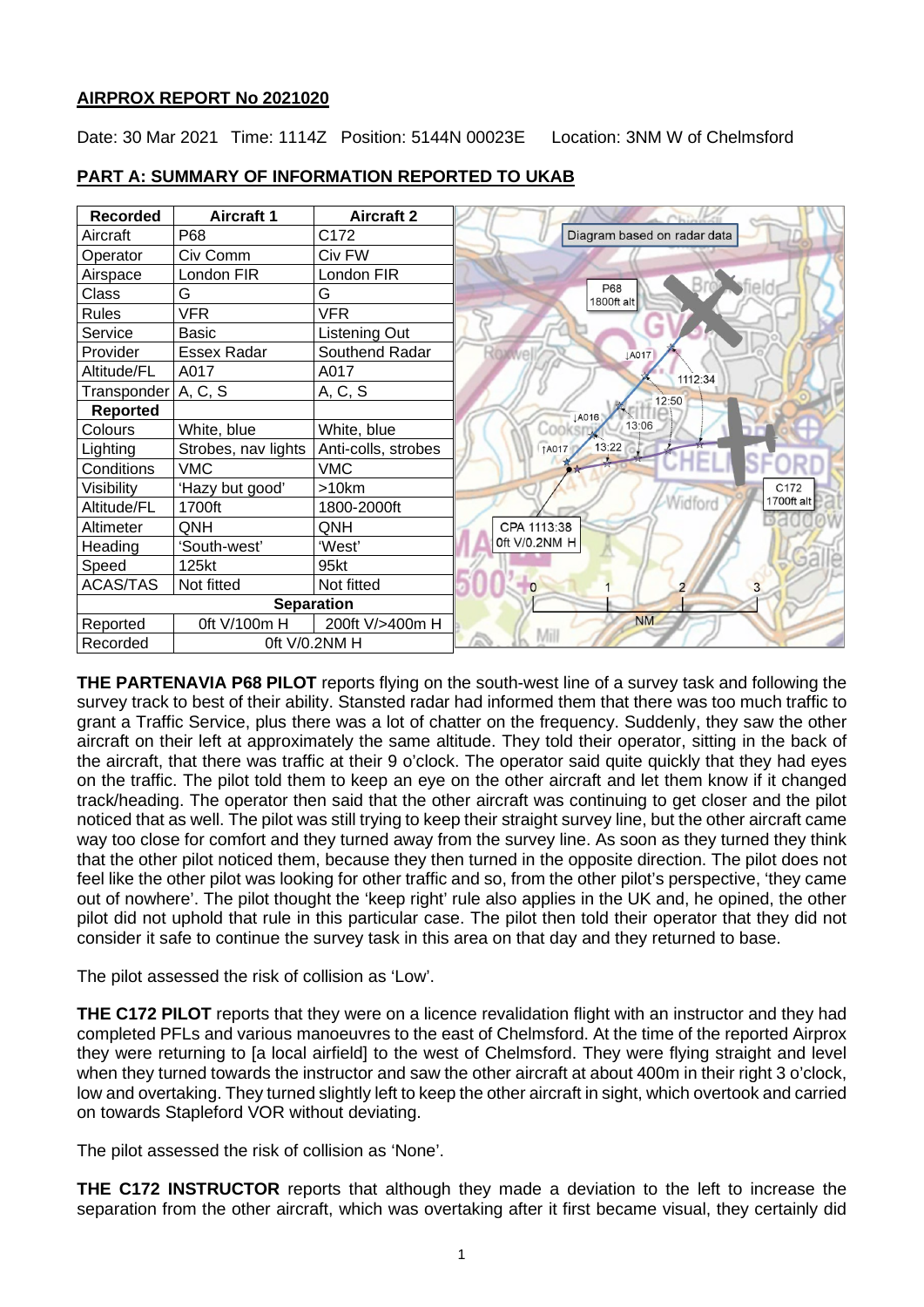**AIRPROX REPORT No 2021020**

Date: 30 Mar 2021 Time: 1114Z Position: 5144N 00023E Location: 3NM W of Chelmsford

**PART A: SUMMARY OF INFORMATION REPORTED TO UKAB**

| Recorded | Aircraft 1 | Aircraft 2 |
|---|---|---|
| Aircraft | P68 | C172 |
| Operator | Civ Comm | Civ FW |
| Airspace | London FIR | London FIR |
| Class | G | G |
| Rules | VFR | VFR |
| Service | Basic | Listening Out |
| Provider | Essex Radar | Southend Radar |
| Altitude/FL | A017 | A017 |
| Transponder | A, C, S | A, C, S |
| **Reported** | | |
| Colours | White, blue | White, blue |
| Lighting | Strobes, nav lights | Anti-colls, strobes |
| Conditions | VMC | VMC |
| Visibility | 'Hazy but good' | >10km |
| Altitude/FL | 1700ft | 1800-2000ft |
| Altimeter | QNH | QNH |
| Heading | 'South-west' | 'West' |
| Speed | 125kt | 95kt |
| ACAS/TAS | Not fitted | Not fitted |
| **Separation** | | |
| Reported | 0ft V/100m H | 200ft V/>400m H |
| Recorded | 0ft V/0.2NM H | |

Diagram based on radar data

**THE PARTENAVIA P68 PILOT** reports flying on the south-west line of a survey task and following the survey track to best of their ability. Stansted radar had informed them that there was too much traffic to grant a Traffic Service, plus there was a lot of chatter on the frequency. Suddenly, they saw the other aircraft on their left at approximately the same altitude. They told their operator, sitting in the back of the aircraft, that there was traffic at their 9 o'clock. The operator said quite quickly that they had eyes on the traffic. The pilot told them to keep an eye on the other aircraft and let them know if it changed track/heading. The operator then said that the other aircraft was continuing to get closer and the pilot noticed that as well. The pilot was still trying to keep their straight survey line, but the other aircraft came way too close for comfort and they turned away from the survey line. As soon as they turned they think that the other pilot noticed them, because they then turned in the opposite direction. The pilot does not feel like the other pilot was looking for other traffic and so, from the other pilot's perspective, 'they came out of nowhere'. The pilot thought the 'keep right' rule also applies in the UK and, he opined, the other pilot did not uphold that rule in this particular case. The pilot then told their operator that they did not consider it safe to continue the survey task in this area on that day and they returned to base.

The pilot assessed the risk of collision as 'Low'.

**THE C172 PILOT** reports that they were on a licence revalidation flight with an instructor and they had completed PFLs and various manoeuvres to the east of Chelmsford. At the time of the reported Airprox they were returning to [a local airfield] to the west of Chelmsford. They were flying straight and level when they turned towards the instructor and saw the other aircraft at about 400m in their right 3 o'clock, low and overtaking. They turned slightly left to keep the other aircraft in sight, which overtook and carried on towards Stapleford VOR without deviating.

The pilot assessed the risk of collision as 'None'.

**THE C172 INSTRUCTOR** reports that although they made a deviation to the left to increase the separation from the other aircraft, which was overtaking after it first became visual, they certainly did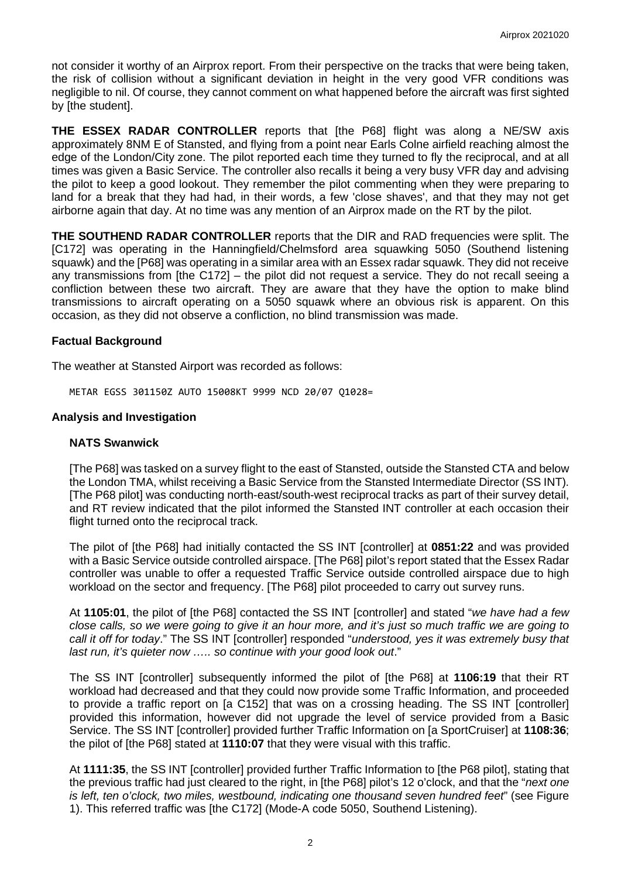not consider it worthy of an Airprox report. From their perspective on the tracks that were being taken, the risk of collision without a significant deviation in height in the very good VFR conditions was negligible to nil. Of course, they cannot comment on what happened before the aircraft was first sighted by [the student].

**THE ESSEX RADAR CONTROLLER** reports that [the P68] flight was along a NE/SW axis approximately 8NM E of Stansted, and flying from a point near Earls Colne airfield reaching almost the edge of the London/City zone. The pilot reported each time they turned to fly the reciprocal, and at all times was given a Basic Service. The controller also recalls it being a very busy VFR day and advising the pilot to keep a good lookout. They remember the pilot commenting when they were preparing to land for a break that they had had, in their words, a few 'close shaves', and that they may not get airborne again that day. At no time was any mention of an Airprox made on the RT by the pilot.

**THE SOUTHEND RADAR CONTROLLER** reports that the DIR and RAD frequencies were split. The [C172] was operating in the Hanningfield/Chelmsford area squawking 5050 (Southend listening squawk) and the [P68] was operating in a similar area with an Essex radar squawk. They did not receive any transmissions from [the C172] – the pilot did not request a service. They do not recall seeing a confliction between these two aircraft. They are aware that they have the option to make blind transmissions to aircraft operating on a 5050 squawk where an obvious risk is apparent. On this occasion, as they did not observe a confliction, no blind transmission was made.

## Factual Background

The weather at Stansted Airport was recorded as follows:

```
METAR EGSS 301150Z AUTO 15008KT 9999 NCD 20/07 Q1028=
```

## Analysis and Investigation

### NATS Swanwick

[The P68] was tasked on a survey flight to the east of Stansted, outside the Stansted CTA and below the London TMA, whilst receiving a Basic Service from the Stansted Intermediate Director (SS INT). [The P68 pilot] was conducting north-east/south-west reciprocal tracks as part of their survey detail, and RT review indicated that the pilot informed the Stansted INT controller at each occasion their flight turned onto the reciprocal track.

The pilot of [the P68] had initially contacted the SS INT [controller] at **0851:22** and was provided with a Basic Service outside controlled airspace. [The P68] pilot's report stated that the Essex Radar controller was unable to offer a requested Traffic Service outside controlled airspace due to high workload on the sector and frequency. [The P68] pilot proceeded to carry out survey runs.

At **1105:01**, the pilot of [the P68] contacted the SS INT [controller] and stated "*we have had a few close calls, so we were going to give it an hour more, and it's just so much traffic we are going to call it off for today*." The SS INT [controller] responded "*understood, yes it was extremely busy that last run, it's quieter now ….. so continue with your good look out*."

The SS INT [controller] subsequently informed the pilot of [the P68] at **1106:19** that their RT workload had decreased and that they could now provide some Traffic Information, and proceeded to provide a traffic report on [a C152] that was on a crossing heading. The SS INT [controller] provided this information, however did not upgrade the level of service provided from a Basic Service. The SS INT [controller] provided further Traffic Information on [a SportCruiser] at **1108:36**; the pilot of [the P68] stated at **1110:07** that they were visual with this traffic.

At **1111:35**, the SS INT [controller] provided further Traffic Information to [the P68 pilot], stating that the previous traffic had just cleared to the right, in [the P68] pilot's 12 o'clock, and that the "*next one is left, ten o'clock, two miles, westbound, indicating one thousand seven hundred feet*" (see Figure 1). This referred traffic was [the C172] (Mode-A code 5050, Southend Listening).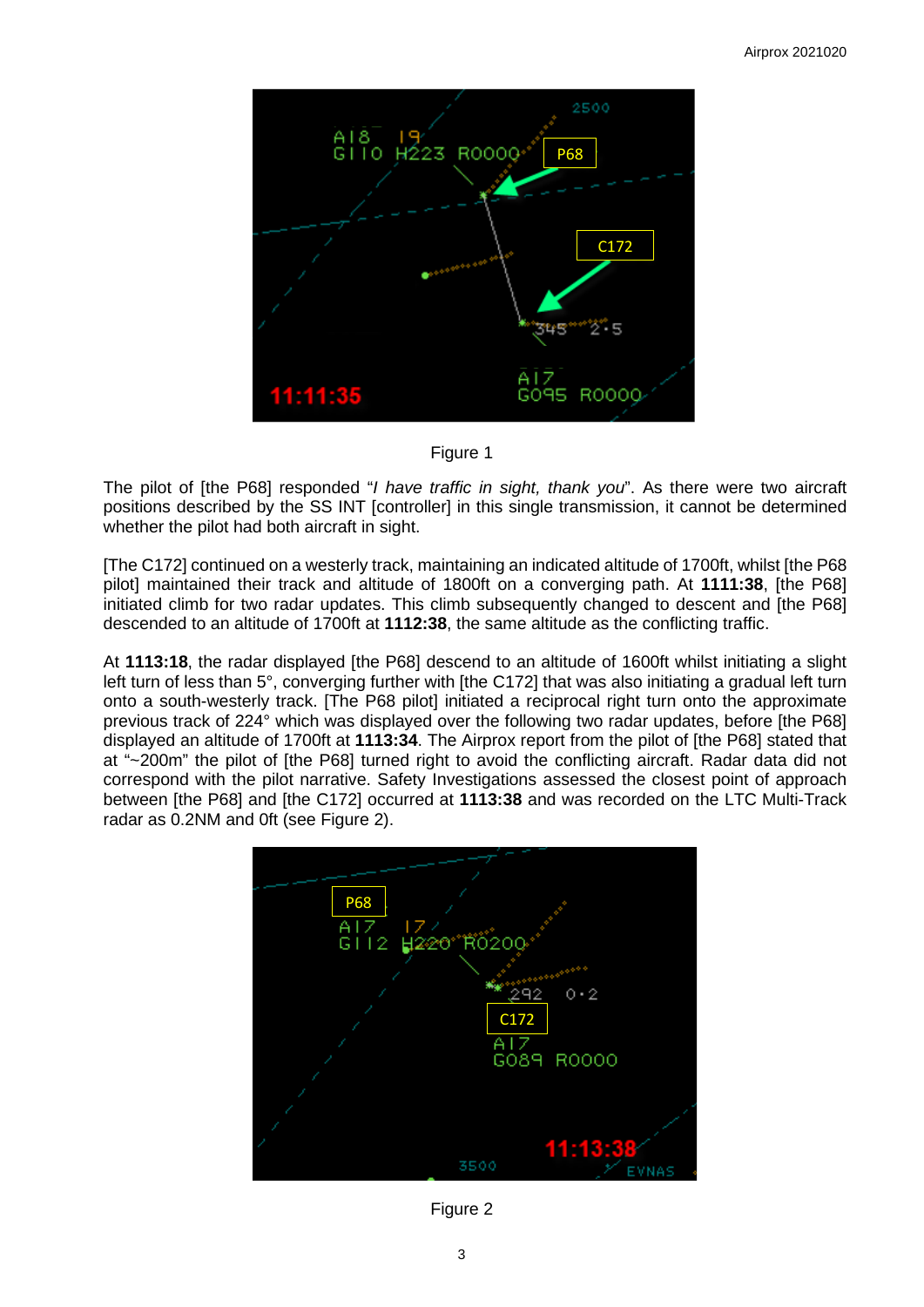Figure 1

The pilot of [the P68] responded "*I have traffic in sight, thank you*". As there were two aircraft positions described by the SS INT [controller] in this single transmission, it cannot be determined whether the pilot had both aircraft in sight.

[The C172] continued on a westerly track, maintaining an indicated altitude of 1700ft, whilst [the P68 pilot] maintained their track and altitude of 1800ft on a converging path. At **1111:38**, [the P68] initiated climb for two radar updates. This climb subsequently changed to descent and [the P68] descended to an altitude of 1700ft at **1112:38**, the same altitude as the conflicting traffic.

At **1113:18**, the radar displayed [the P68] descend to an altitude of 1600ft whilst initiating a slight left turn of less than 5°, converging further with [the C172] that was also initiating a gradual left turn onto a south-westerly track. [The P68 pilot] initiated a reciprocal right turn onto the approximate previous track of 224° which was displayed over the following two radar updates, before [the P68] displayed an altitude of 1700ft at **1113:34**. The Airprox report from the pilot of [the P68] stated that at "~200m" the pilot of [the P68] turned right to avoid the conflicting aircraft. Radar data did not correspond with the pilot narrative. Safety Investigations assessed the closest point of approach between [the P68] and [the C172] occurred at **1113:38** and was recorded on the LTC Multi-Track radar as 0.2NM and 0ft (see Figure 2).

Figure 2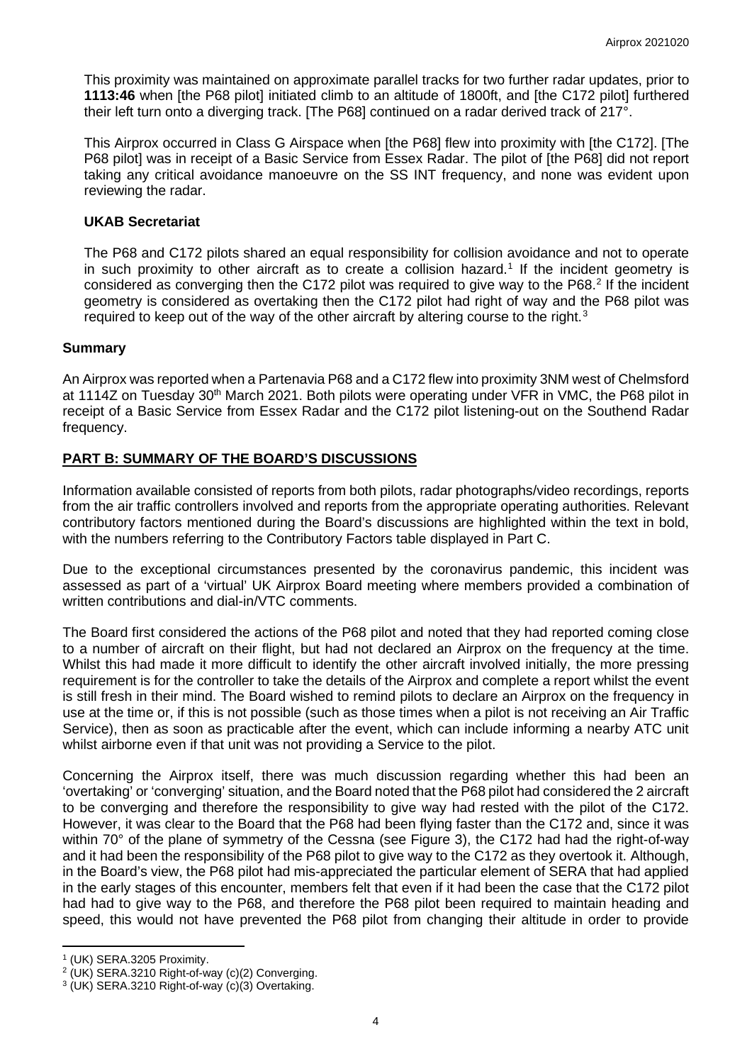This proximity was maintained on approximate parallel tracks for two further radar updates, prior to **1113:46** when [the P68 pilot] initiated climb to an altitude of 1800ft, and [the C172 pilot] furthered their left turn onto a diverging track. [The P68] continued on a radar derived track of 217°.

This Airprox occurred in Class G Airspace when [the P68] flew into proximity with [the C172]. [The P68 pilot] was in receipt of a Basic Service from Essex Radar. The pilot of [the P68] did not report taking any critical avoidance manoeuvre on the SS INT frequency, and none was evident upon reviewing the radar.

### UKAB Secretariat

The P68 and C172 pilots shared an equal responsibility for collision avoidance and not to operate in such proximity to other aircraft as to create a collision hazard.[1] If the incident geometry is considered as converging then the C172 pilot was required to give way to the P68.[2] If the incident geometry is considered as overtaking then the C172 pilot had right of way and the P68 pilot was required to keep out of the way of the other aircraft by altering course to the right.[3]

## Summary

An Airprox was reported when a Partenavia P68 and a C172 flew into proximity 3NM west of Chelmsford at 1114Z on Tuesday 30th March 2021. Both pilots were operating under VFR in VMC, the P68 pilot in receipt of a Basic Service from Essex Radar and the C172 pilot listening-out on the Southend Radar frequency.

## PART B: SUMMARY OF THE BOARD'S DISCUSSIONS

Information available consisted of reports from both pilots, radar photographs/video recordings, reports from the air traffic controllers involved and reports from the appropriate operating authorities. Relevant contributory factors mentioned during the Board's discussions are highlighted within the text in bold, with the numbers referring to the Contributory Factors table displayed in Part C.

Due to the exceptional circumstances presented by the coronavirus pandemic, this incident was assessed as part of a 'virtual' UK Airprox Board meeting where members provided a combination of written contributions and dial-in/VTC comments.

The Board first considered the actions of the P68 pilot and noted that they had reported coming close to a number of aircraft on their flight, but had not declared an Airprox on the frequency at the time. Whilst this had made it more difficult to identify the other aircraft involved initially, the more pressing requirement is for the controller to take the details of the Airprox and complete a report whilst the event is still fresh in their mind. The Board wished to remind pilots to declare an Airprox on the frequency in use at the time or, if this is not possible (such as those times when a pilot is not receiving an Air Traffic Service), then as soon as practicable after the event, which can include informing a nearby ATC unit whilst airborne even if that unit was not providing a Service to the pilot.

Concerning the Airprox itself, there was much discussion regarding whether this had been an 'overtaking' or 'converging' situation, and the Board noted that the P68 pilot had considered the 2 aircraft to be converging and therefore the responsibility to give way had rested with the pilot of the C172. However, it was clear to the Board that the P68 had been flying faster than the C172 and, since it was within 70° of the plane of symmetry of the Cessna (see Figure 3), the C172 had had the right-of-way and it had been the responsibility of the P68 pilot to give way to the C172 as they overtook it. Although, in the Board's view, the P68 pilot had mis-appreciated the particular element of SERA that had applied in the early stages of this encounter, members felt that even if it had been the case that the C172 pilot had had to give way to the P68, and therefore the P68 pilot been required to maintain heading and speed, this would not have prevented the P68 pilot from changing their altitude in order to provide

---

[1] (UK) SERA.3205 Proximity.

[2] (UK) SERA.3210 Right-of-way (c)(2) Converging.

[3] (UK) SERA.3210 Right-of-way (c)(3) Overtaking.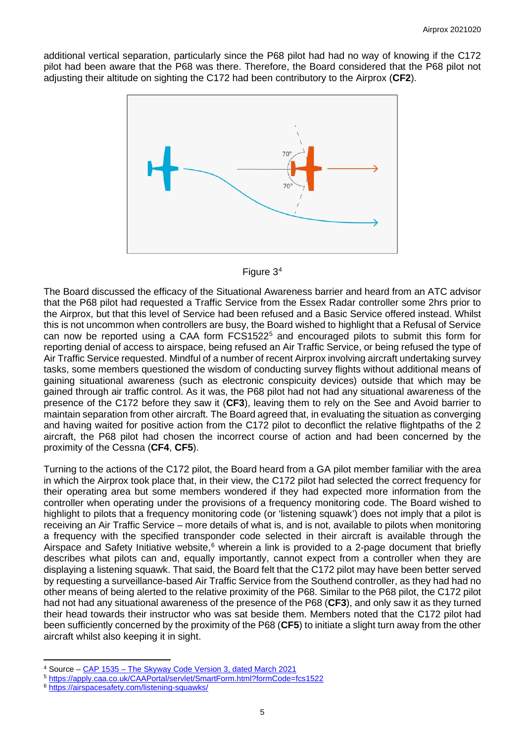additional vertical separation, particularly since the P68 pilot had had no way of knowing if the C172 pilot had been aware that the P68 was there. Therefore, the Board considered that the P68 pilot not adjusting their altitude on sighting the C172 had been contributory to the Airprox (**CF2**).

Figure 3[4]

The Board discussed the efficacy of the Situational Awareness barrier and heard from an ATC advisor that the P68 pilot had requested a Traffic Service from the Essex Radar controller some 2hrs prior to the Airprox, but that this level of Service had been refused and a Basic Service offered instead. Whilst this is not uncommon when controllers are busy, the Board wished to highlight that a Refusal of Service can now be reported using a CAA form FCS1522[5] and encouraged pilots to submit this form for reporting denial of access to airspace, being refused an Air Traffic Service, or being refused the type of Air Traffic Service requested. Mindful of a number of recent Airprox involving aircraft undertaking survey tasks, some members questioned the wisdom of conducting survey flights without additional means of gaining situational awareness (such as electronic conspicuity devices) outside that which may be gained through air traffic control. As it was, the P68 pilot had not had any situational awareness of the presence of the C172 before they saw it (**CF3**), leaving them to rely on the See and Avoid barrier to maintain separation from other aircraft. The Board agreed that, in evaluating the situation as converging and having waited for positive action from the C172 pilot to deconflict the relative flightpaths of the 2 aircraft, the P68 pilot had chosen the incorrect course of action and had been concerned by the proximity of the Cessna (**CF4**, **CF5**).

Turning to the actions of the C172 pilot, the Board heard from a GA pilot member familiar with the area in which the Airprox took place that, in their view, the C172 pilot had selected the correct frequency for their operating area but some members wondered if they had expected more information from the controller when operating under the provisions of a frequency monitoring code. The Board wished to highlight to pilots that a frequency monitoring code (or 'listening squawk') does not imply that a pilot is receiving an Air Traffic Service – more details of what is, and is not, available to pilots when monitoring a frequency with the specified transponder code selected in their aircraft is available through the Airspace and Safety Initiative website,[6] wherein a link is provided to a 2-page document that briefly describes what pilots can and, equally importantly, cannot expect from a controller when they are displaying a listening squawk. That said, the Board felt that the C172 pilot may have been better served by requesting a surveillance-based Air Traffic Service from the Southend controller, as they had had no other means of being alerted to the relative proximity of the P68. Similar to the P68 pilot, the C172 pilot had not had any situational awareness of the presence of the P68 (**CF3**), and only saw it as they turned their head towards their instructor who was sat beside them. Members noted that the C172 pilot had been sufficiently concerned by the proximity of the P68 (**CF5**) to initiate a slight turn away from the other aircraft whilst also keeping it in sight.

---

[4] Source – CAP 1535 – The Skyway Code Version 3, dated March 2021
[5] https://apply.caa.co.uk/CAAPortal/servlet/SmartForm.html?formCode=fcs1522
[6] https://airspacesafety.com/listening-squawks/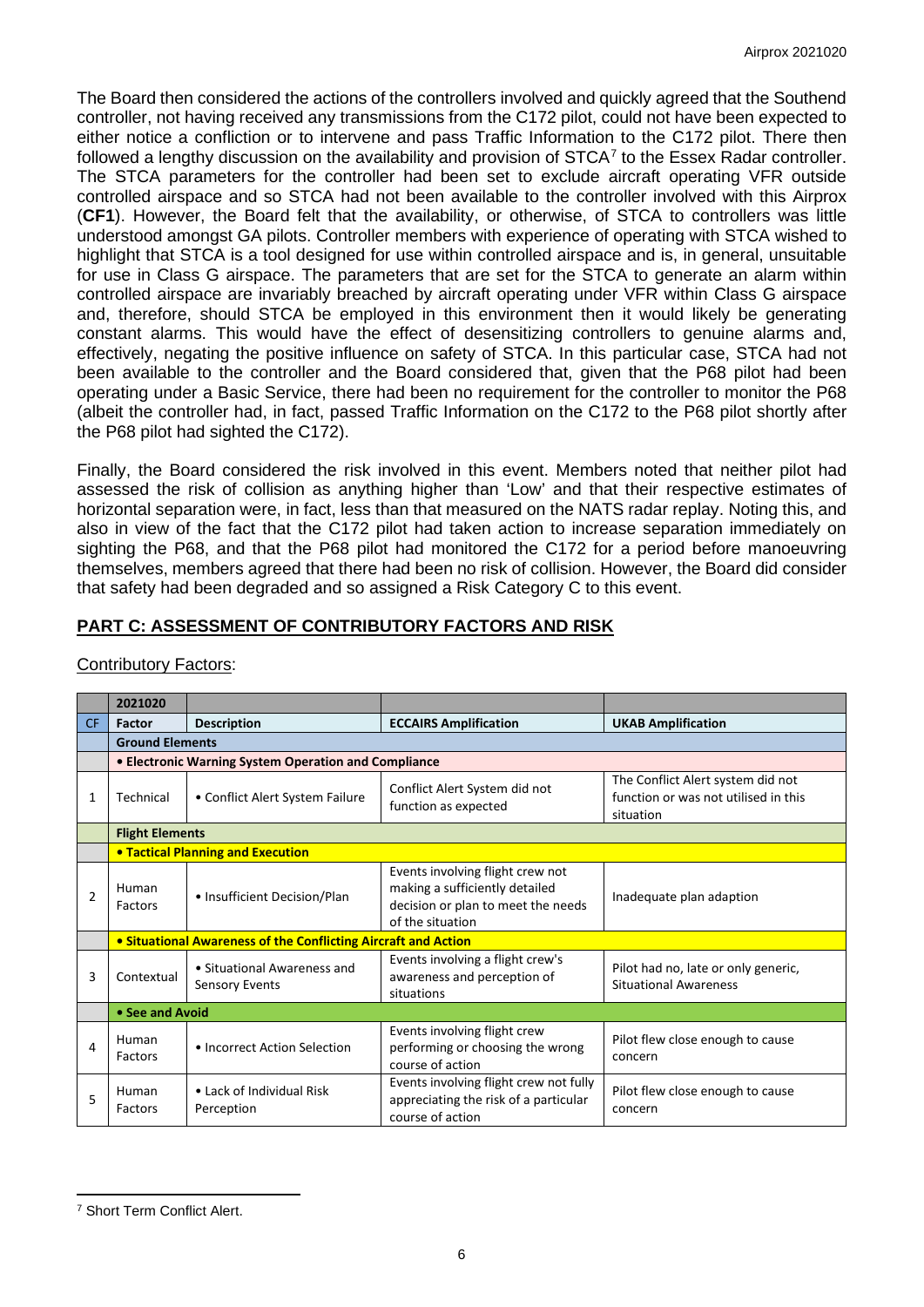The Board then considered the actions of the controllers involved and quickly agreed that the Southend controller, not having received any transmissions from the C172 pilot, could not have been expected to either notice a confliction or to intervene and pass Traffic Information to the C172 pilot. There then followed a lengthy discussion on the availability and provision of STCA[7] to the Essex Radar controller. The STCA parameters for the controller had been set to exclude aircraft operating VFR outside controlled airspace and so STCA had not been available to the controller involved with this Airprox (**CF1**). However, the Board felt that the availability, or otherwise, of STCA to controllers was little understood amongst GA pilots. Controller members with experience of operating with STCA wished to highlight that STCA is a tool designed for use within controlled airspace and is, in general, unsuitable for use in Class G airspace. The parameters that are set for the STCA to generate an alarm within controlled airspace are invariably breached by aircraft operating under VFR within Class G airspace and, therefore, should STCA be employed in this environment then it would likely be generating constant alarms. This would have the effect of desensitizing controllers to genuine alarms and, effectively, negating the positive influence on safety of STCA. In this particular case, STCA had not been available to the controller and the Board considered that, given that the P68 pilot had been operating under a Basic Service, there had been no requirement for the controller to monitor the P68 (albeit the controller had, in fact, passed Traffic Information on the C172 to the P68 pilot shortly after the P68 pilot had sighted the C172).

Finally, the Board considered the risk involved in this event. Members noted that neither pilot had assessed the risk of collision as anything higher than 'Low' and that their respective estimates of horizontal separation were, in fact, less than that measured on the NATS radar replay. Noting this, and also in view of the fact that the C172 pilot had taken action to increase separation immediately on sighting the P68, and that the P68 pilot had monitored the C172 for a period before manoeuvring themselves, members agreed that there had been no risk of collision. However, the Board did consider that safety had been degraded and so assigned a Risk Category C to this event.

## PART C: ASSESSMENT OF CONTRIBUTORY FACTORS AND RISK

Contributory Factors:

| | 2021020 | | | |
|---|---|---|---|---|
| CF | Factor | Description | ECCAIRS Amplification | UKAB Amplification |
| | **Ground Elements** | | | |
| | **• Electronic Warning System Operation and Compliance** | | | |
| 1 | Technical | • Conflict Alert System Failure | Conflict Alert System did not function as expected | The Conflict Alert system did not function or was not utilised in this situation |
| | **Flight Elements** | | | |
| | **• Tactical Planning and Execution** | | | |
| 2 | Human Factors | • Insufficient Decision/Plan | Events involving flight crew not making a sufficiently detailed decision or plan to meet the needs of the situation | Inadequate plan adaption |
| | **• Situational Awareness of the Conflicting Aircraft and Action** | | | |
| 3 | Contextual | • Situational Awareness and Sensory Events | Events involving a flight crew's awareness and perception of situations | Pilot had no, late or only generic, Situational Awareness |
| | **• See and Avoid** | | | |
| 4 | Human Factors | • Incorrect Action Selection | Events involving flight crew performing or choosing the wrong course of action | Pilot flew close enough to cause concern |
| 5 | Human Factors | • Lack of Individual Risk Perception | Events involving flight crew not fully appreciating the risk of a particular course of action | Pilot flew close enough to cause concern |

---

[7] Short Term Conflict Alert.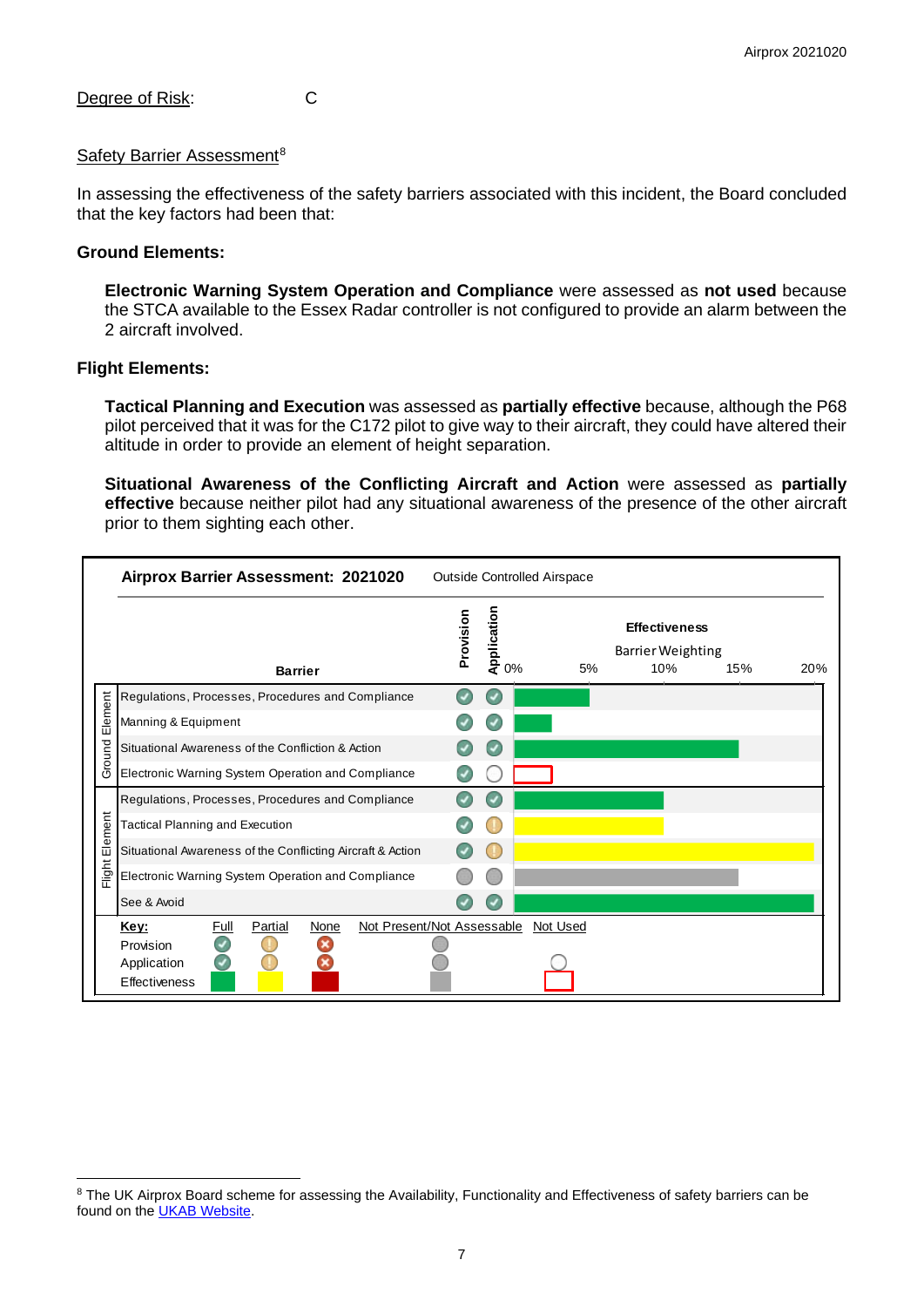Degree of Risk: C

Safety Barrier Assessment[8]

In assessing the effectiveness of the safety barriers associated with this incident, the Board concluded that the key factors had been that:

**Ground Elements:**

**Electronic Warning System Operation and Compliance** were assessed as **not used** because the STCA available to the Essex Radar controller is not configured to provide an alarm between the 2 aircraft involved.

**Flight Elements:**

**Tactical Planning and Execution** was assessed as **partially effective** because, although the P68 pilot perceived that it was for the C172 pilot to give way to their aircraft, they could have altered their altitude in order to provide an element of height separation.

**Situational Awareness of the Conflicting Aircraft and Action** were assessed as **partially effective** because neither pilot had any situational awareness of the presence of the other aircraft prior to them sighting each other.

**Airprox Barrier Assessment: 2021020**

Outside Controlled Airspace

Barrier

Provision

Application

Effectiveness

Barrier Weighting

0%

5%

10%

15%

20%

Ground Element

Regulations, Processes, Procedures and Compliance

Manning & Equipment

Situational Awareness of the Confliction & Action

Electronic Warning System Operation and Compliance

Flight Element

Regulations, Processes, Procedures and Compliance

Tactical Planning and Execution

Situational Awareness of the Conflicting Aircraft & Action

Electronic Warning System Operation and Compliance

See & Avoid

Key: Full Partial None Not Present/Not Assessable Not Used

Provision

Application

Effectiveness

[8] The UK Airprox Board scheme for assessing the Availability, Functionality and Effectiveness of safety barriers can be found on the UKAB Website.